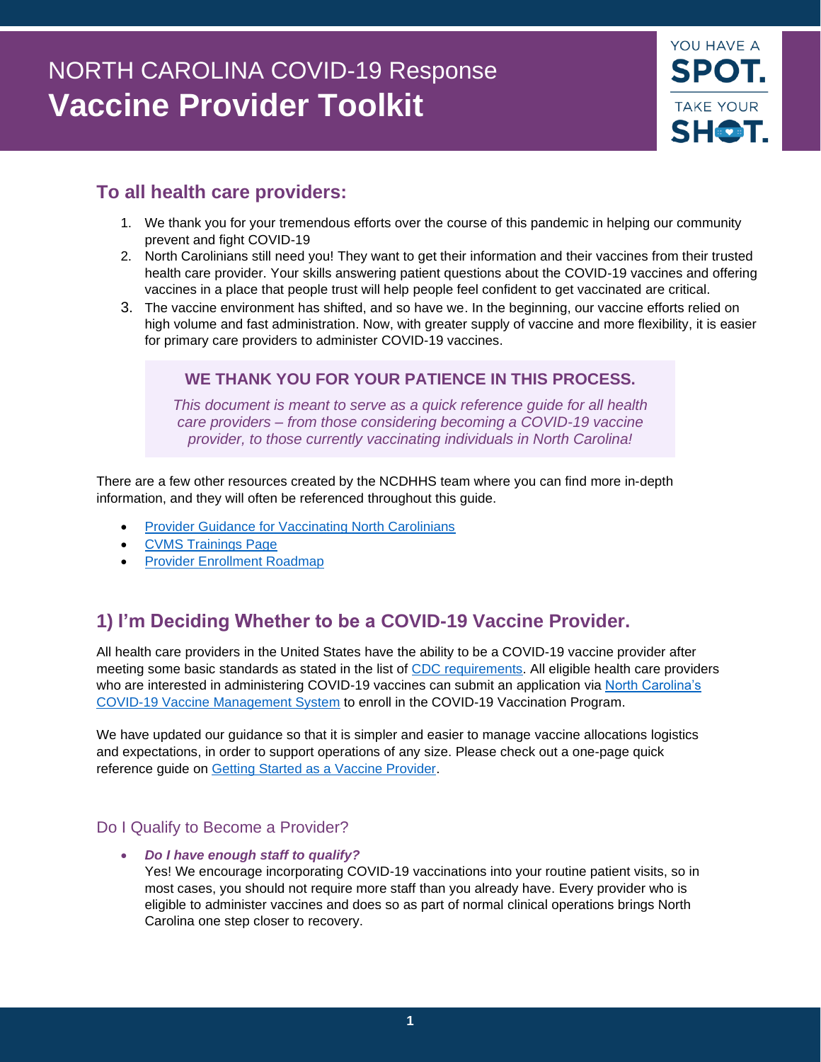# NORTH CAROLINA COVID-19 Response
# **Vaccine Provider Toolkit**

YOU HAVE A **SPOT.** TAKE YOUR **SHOT.**

## To all health care providers:

1. We thank you for your tremendous efforts over the course of this pandemic in helping our community prevent and fight COVID-19
2. North Carolinians still need you! They want to get their information and their vaccines from their trusted health care provider. Your skills answering patient questions about the COVID-19 vaccines and offering vaccines in a place that people trust will help people feel confident to get vaccinated are critical.
3. The vaccine environment has shifted, and so have we. In the beginning, our vaccine efforts relied on high volume and fast administration. Now, with greater supply of vaccine and more flexibility, it is easier for primary care providers to administer COVID-19 vaccines.

> **WE THANK YOU FOR YOUR PATIENCE IN THIS PROCESS.**
>
> *This document is meant to serve as a quick reference guide for all health care providers – from those considering becoming a COVID-19 vaccine provider, to those currently vaccinating individuals in North Carolina!*

There are a few other resources created by the NCDHHS team where you can find more in-depth information, and they will often be referenced throughout this guide.

- Provider Guidance for Vaccinating North Carolinians
- CVMS Trainings Page
- Provider Enrollment Roadmap

## 1) I'm Deciding Whether to be a COVID-19 Vaccine Provider.

All health care providers in the United States have the ability to be a COVID-19 vaccine provider after meeting some basic standards as stated in the list of CDC requirements. All eligible health care providers who are interested in administering COVID-19 vaccines can submit an application via North Carolina's COVID-19 Vaccine Management System to enroll in the COVID-19 Vaccination Program.

We have updated our guidance so that it is simpler and easier to manage vaccine allocations logistics and expectations, in order to support operations of any size. Please check out a one-page quick reference guide on Getting Started as a Vaccine Provider.

### Do I Qualify to Become a Provider?

- ***Do I have enough staff to qualify?***
  Yes! We encourage incorporating COVID-19 vaccinations into your routine patient visits, so in most cases, you should not require more staff than you already have. Every provider who is eligible to administer vaccines and does so as part of normal clinical operations brings North Carolina one step closer to recovery.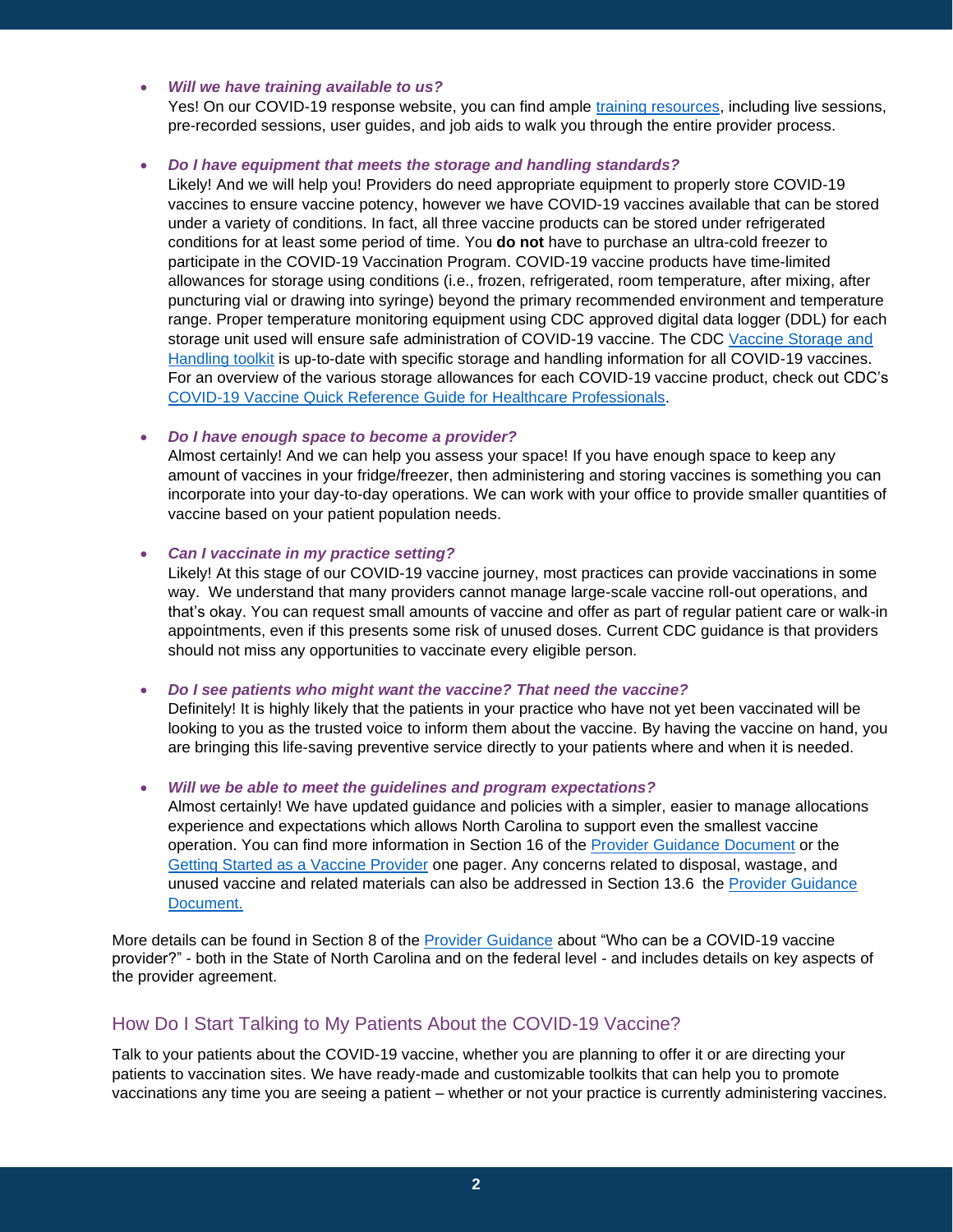- ***Will we have training available to us?***
  Yes! On our COVID-19 response website, you can find ample [training resources](), including live sessions, pre-recorded sessions, user guides, and job aids to walk you through the entire provider process.

- ***Do I have equipment that meets the storage and handling standards?***
  Likely! And we will help you! Providers do need appropriate equipment to properly store COVID-19 vaccines to ensure vaccine potency, however we have COVID-19 vaccines available that can be stored under a variety of conditions. In fact, all three vaccine products can be stored under refrigerated conditions for at least some period of time. You **do not** have to purchase an ultra-cold freezer to participate in the COVID-19 Vaccination Program. COVID-19 vaccine products have time-limited allowances for storage using conditions (i.e., frozen, refrigerated, room temperature, after mixing, after puncturing vial or drawing into syringe) beyond the primary recommended environment and temperature range. Proper temperature monitoring equipment using CDC approved digital data logger (DDL) for each storage unit used will ensure safe administration of COVID-19 vaccine. The CDC [Vaccine Storage and Handling toolkit]() is up-to-date with specific storage and handling information for all COVID-19 vaccines. For an overview of the various storage allowances for each COVID-19 vaccine product, check out CDC's [COVID-19 Vaccine Quick Reference Guide for Healthcare Professionals]().

- ***Do I have enough space to become a provider?***
  Almost certainly! And we can help you assess your space! If you have enough space to keep any amount of vaccines in your fridge/freezer, then administering and storing vaccines is something you can incorporate into your day-to-day operations. We can work with your office to provide smaller quantities of vaccine based on your patient population needs.

- ***Can I vaccinate in my practice setting?***
  Likely! At this stage of our COVID-19 vaccine journey, most practices can provide vaccinations in some way. We understand that many providers cannot manage large-scale vaccine roll-out operations, and that's okay. You can request small amounts of vaccine and offer as part of regular patient care or walk-in appointments, even if this presents some risk of unused doses. Current CDC guidance is that providers should not miss any opportunities to vaccinate every eligible person.

- ***Do I see patients who might want the vaccine? That need the vaccine?***
  Definitely! It is highly likely that the patients in your practice who have not yet been vaccinated will be looking to you as the trusted voice to inform them about the vaccine. By having the vaccine on hand, you are bringing this life-saving preventive service directly to your patients where and when it is needed.

- ***Will we be able to meet the guidelines and program expectations?***
  Almost certainly! We have updated guidance and policies with a simpler, easier to manage allocations experience and expectations which allows North Carolina to support even the smallest vaccine operation. You can find more information in Section 16 of the [Provider Guidance Document]() or the [Getting Started as a Vaccine Provider]() one pager. Any concerns related to disposal, wastage, and unused vaccine and related materials can also be addressed in Section 13.6 the [Provider Guidance Document.]()

More details can be found in Section 8 of the [Provider Guidance]() about "Who can be a COVID-19 vaccine provider?" - both in the State of North Carolina and on the federal level - and includes details on key aspects of the provider agreement.

## How Do I Start Talking to My Patients About the COVID-19 Vaccine?

Talk to your patients about the COVID-19 vaccine, whether you are planning to offer it or are directing your patients to vaccination sites. We have ready-made and customizable toolkits that can help you to promote vaccinations any time you are seeing a patient – whether or not your practice is currently administering vaccines.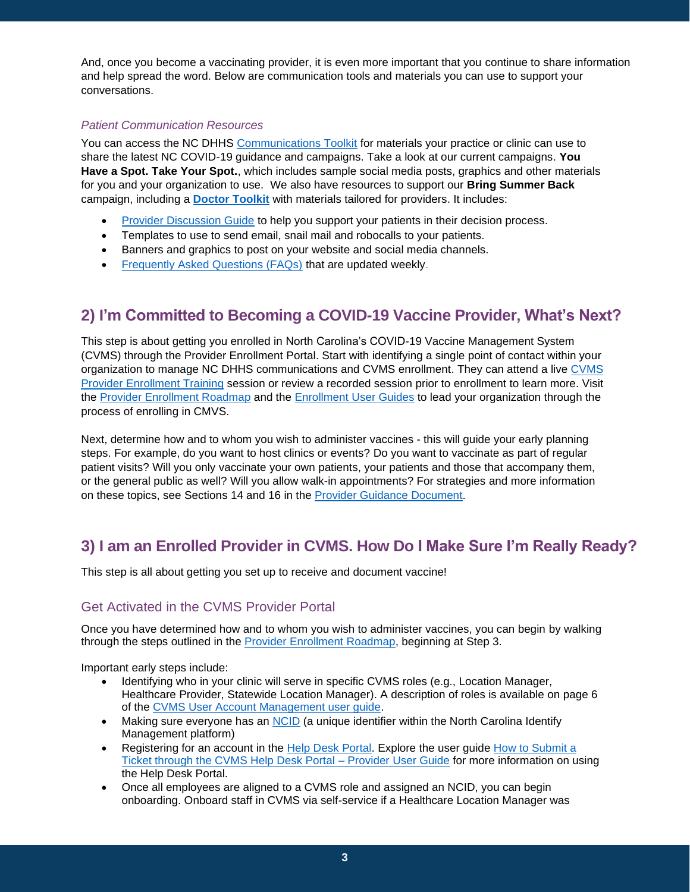And, once you become a vaccinating provider, it is even more important that you continue to share information and help spread the word. Below are communication tools and materials you can use to support your conversations.

### *Patient Communication Resources*

You can access the NC DHHS Communications Toolkit for materials your practice or clinic can use to share the latest NC COVID-19 guidance and campaigns. Take a look at our current campaigns. **You Have a Spot. Take Your Spot.**, which includes sample social media posts, graphics and other materials for you and your organization to use. We also have resources to support our **Bring Summer Back** campaign, including a **Doctor Toolkit** with materials tailored for providers. It includes:

- Provider Discussion Guide to help you support your patients in their decision process.
- Templates to use to send email, snail mail and robocalls to your patients.
- Banners and graphics to post on your website and social media channels.
- Frequently Asked Questions (FAQs) that are updated weekly.

## 2) I'm Committed to Becoming a COVID-19 Vaccine Provider, What's Next?

This step is about getting you enrolled in North Carolina's COVID-19 Vaccine Management System (CVMS) through the Provider Enrollment Portal. Start with identifying a single point of contact within your organization to manage NC DHHS communications and CVMS enrollment. They can attend a live CVMS Provider Enrollment Training session or review a recorded session prior to enrollment to learn more. Visit the Provider Enrollment Roadmap and the Enrollment User Guides to lead your organization through the process of enrolling in CMVS.

Next, determine how and to whom you wish to administer vaccines - this will guide your early planning steps. For example, do you want to host clinics or events? Do you want to vaccinate as part of regular patient visits? Will you only vaccinate your own patients, your patients and those that accompany them, or the general public as well? Will you allow walk-in appointments? For strategies and more information on these topics, see Sections 14 and 16 in the Provider Guidance Document.

## 3) I am an Enrolled Provider in CVMS. How Do I Make Sure I'm Really Ready?

This step is all about getting you set up to receive and document vaccine!

### Get Activated in the CVMS Provider Portal

Once you have determined how and to whom you wish to administer vaccines, you can begin by walking through the steps outlined in the Provider Enrollment Roadmap, beginning at Step 3.

Important early steps include:

- Identifying who in your clinic will serve in specific CVMS roles (e.g., Location Manager, Healthcare Provider, Statewide Location Manager). A description of roles is available on page 6 of the CVMS User Account Management user guide.
- Making sure everyone has an NCID (a unique identifier within the North Carolina Identify Management platform)
- Registering for an account in the Help Desk Portal. Explore the user guide How to Submit a Ticket through the CVMS Help Desk Portal – Provider User Guide for more information on using the Help Desk Portal.
- Once all employees are aligned to a CVMS role and assigned an NCID, you can begin onboarding. Onboard staff in CVMS via self-service if a Healthcare Location Manager was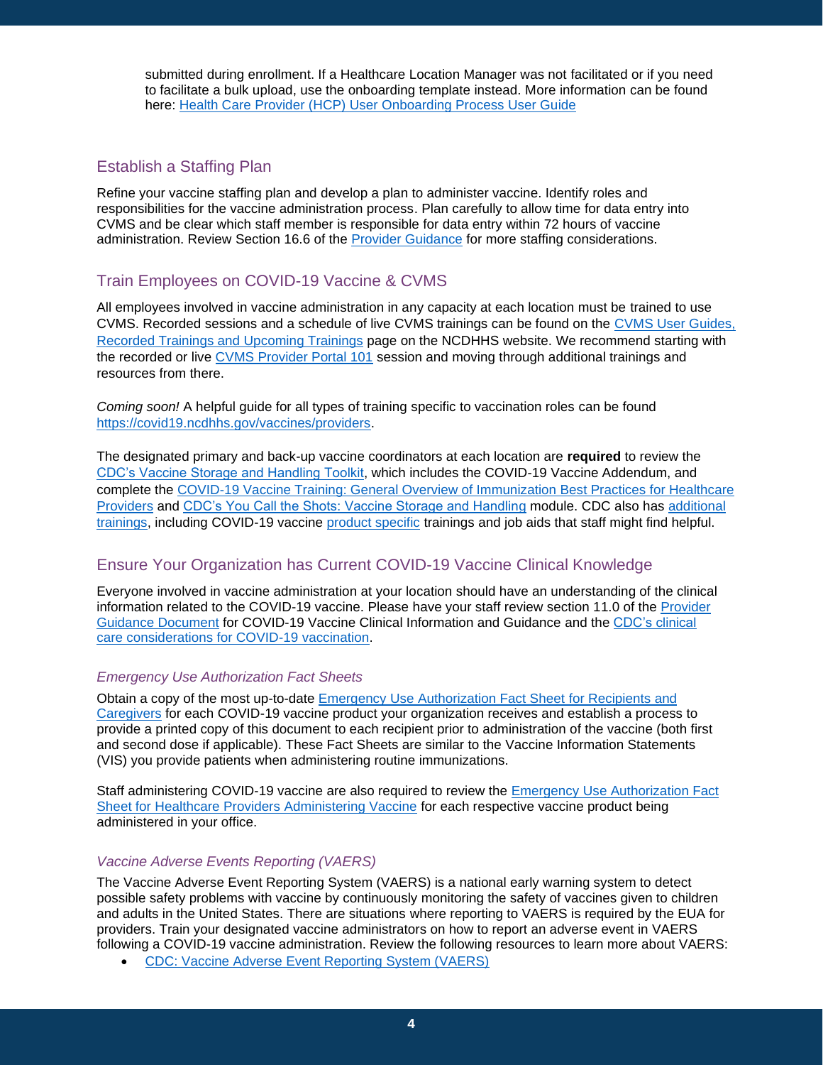submitted during enrollment. If a Healthcare Location Manager was not facilitated or if you need to facilitate a bulk upload, use the onboarding template instead. More information can be found here: [Health Care Provider (HCP) User Onboarding Process User Guide]

## Establish a Staffing Plan

Refine your vaccine staffing plan and develop a plan to administer vaccine. Identify roles and responsibilities for the vaccine administration process. Plan carefully to allow time for data entry into CVMS and be clear which staff member is responsible for data entry within 72 hours of vaccine administration. Review Section 16.6 of the [Provider Guidance] for more staffing considerations.

## Train Employees on COVID-19 Vaccine & CVMS

All employees involved in vaccine administration in any capacity at each location must be trained to use CVMS. Recorded sessions and a schedule of live CVMS trainings can be found on the [CVMS User Guides, Recorded Trainings and Upcoming Trainings] page on the NCDHHS website. We recommend starting with the recorded or live [CVMS Provider Portal 101] session and moving through additional trainings and resources from there.

*Coming soon!* A helpful guide for all types of training specific to vaccination roles can be found https://covid19.ncdhhs.gov/vaccines/providers.

The designated primary and back-up vaccine coordinators at each location are **required** to review the [CDC's Vaccine Storage and Handling Toolkit], which includes the COVID-19 Vaccine Addendum, and complete the [COVID-19 Vaccine Training: General Overview of Immunization Best Practices for Healthcare Providers] and [CDC's You Call the Shots: Vaccine Storage and Handling] module. CDC also has [additional trainings], including COVID-19 vaccine [product specific] trainings and job aids that staff might find helpful.

## Ensure Your Organization has Current COVID-19 Vaccine Clinical Knowledge

Everyone involved in vaccine administration at your location should have an understanding of the clinical information related to the COVID-19 vaccine. Please have your staff review section 11.0 of the [Provider Guidance Document] for COVID-19 Vaccine Clinical Information and Guidance and the [CDC's clinical care considerations for COVID-19 vaccination].

### *Emergency Use Authorization Fact Sheets*

Obtain a copy of the most up-to-date [Emergency Use Authorization Fact Sheet for Recipients and Caregivers] for each COVID-19 vaccine product your organization receives and establish a process to provide a printed copy of this document to each recipient prior to administration of the vaccine (both first and second dose if applicable). These Fact Sheets are similar to the Vaccine Information Statements (VIS) you provide patients when administering routine immunizations.

Staff administering COVID-19 vaccine are also required to review the [Emergency Use Authorization Fact Sheet for Healthcare Providers Administering Vaccine] for each respective vaccine product being administered in your office.

### *Vaccine Adverse Events Reporting (VAERS)*

The Vaccine Adverse Event Reporting System (VAERS) is a national early warning system to detect possible safety problems with vaccine by continuously monitoring the safety of vaccines given to children and adults in the United States. There are situations where reporting to VAERS is required by the EUA for providers. Train your designated vaccine administrators on how to report an adverse event in VAERS following a COVID-19 vaccine administration. Review the following resources to learn more about VAERS:

- [CDC: Vaccine Adverse Event Reporting System (VAERS)]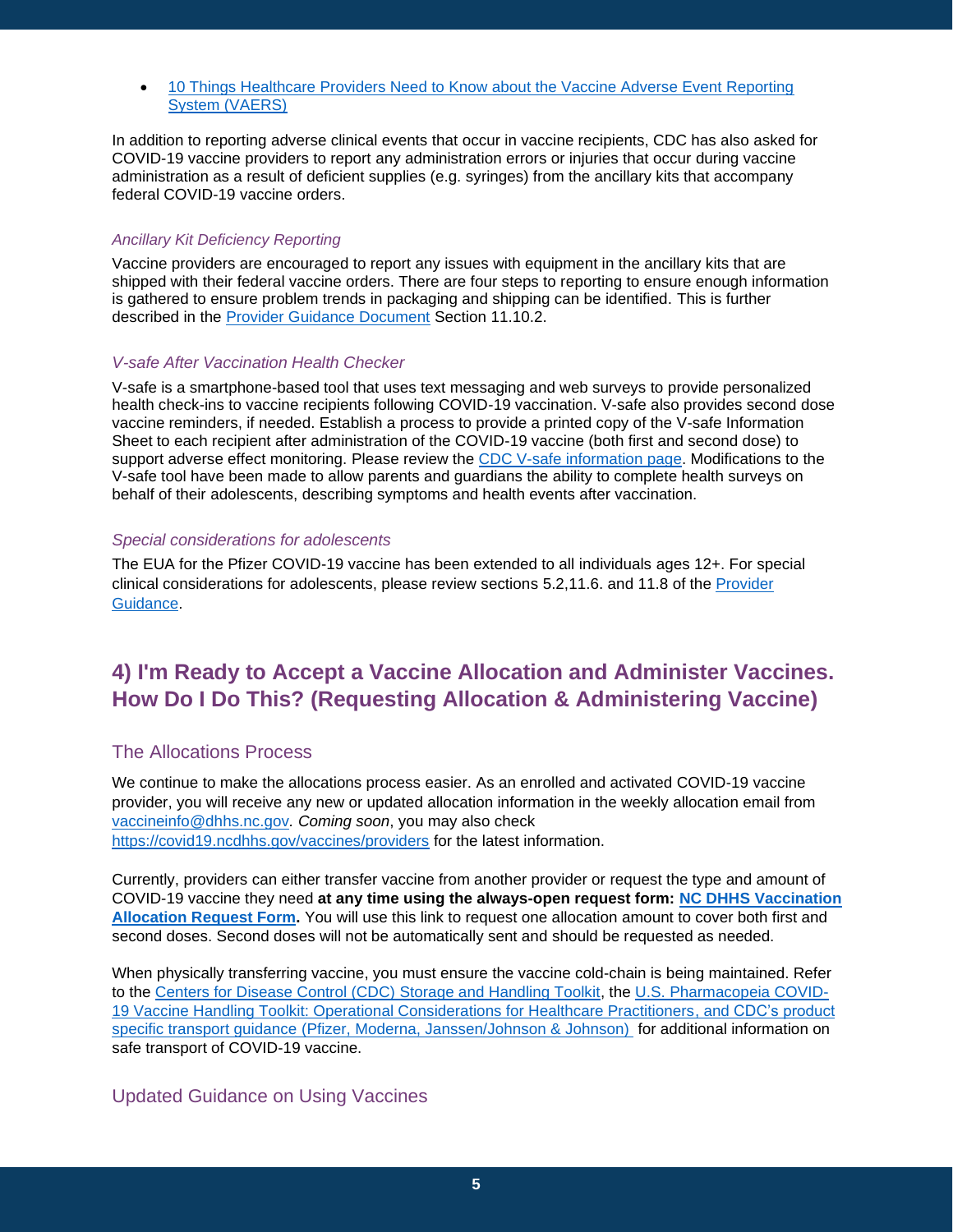- 10 Things Healthcare Providers Need to Know about the Vaccine Adverse Event Reporting System (VAERS)

In addition to reporting adverse clinical events that occur in vaccine recipients, CDC has also asked for COVID-19 vaccine providers to report any administration errors or injuries that occur during vaccine administration as a result of deficient supplies (e.g. syringes) from the ancillary kits that accompany federal COVID-19 vaccine orders.

*Ancillary Kit Deficiency Reporting*

Vaccine providers are encouraged to report any issues with equipment in the ancillary kits that are shipped with their federal vaccine orders. There are four steps to reporting to ensure enough information is gathered to ensure problem trends in packaging and shipping can be identified. This is further described in the Provider Guidance Document Section 11.10.2.

*V-safe After Vaccination Health Checker*

V-safe is a smartphone-based tool that uses text messaging and web surveys to provide personalized health check-ins to vaccine recipients following COVID-19 vaccination. V-safe also provides second dose vaccine reminders, if needed. Establish a process to provide a printed copy of the V-safe Information Sheet to each recipient after administration of the COVID-19 vaccine (both first and second dose) to support adverse effect monitoring. Please review the CDC V-safe information page. Modifications to the V-safe tool have been made to allow parents and guardians the ability to complete health surveys on behalf of their adolescents, describing symptoms and health events after vaccination.

*Special considerations for adolescents*

The EUA for the Pfizer COVID-19 vaccine has been extended to all individuals ages 12+. For special clinical considerations for adolescents, please review sections 5.2,11.6. and 11.8 of the Provider Guidance.

## 4) I'm Ready to Accept a Vaccine Allocation and Administer Vaccines. How Do I Do This? (Requesting Allocation & Administering Vaccine)

### The Allocations Process

We continue to make the allocations process easier. As an enrolled and activated COVID-19 vaccine provider, you will receive any new or updated allocation information in the weekly allocation email from vaccineinfo@dhhs.nc.gov. *Coming soon*, you may also check https://covid19.ncdhhs.gov/vaccines/providers for the latest information.

Currently, providers can either transfer vaccine from another provider or request the type and amount of COVID-19 vaccine they need **at any time using the always-open request form: NC DHHS Vaccination Allocation Request Form.** You will use this link to request one allocation amount to cover both first and second doses. Second doses will not be automatically sent and should be requested as needed.

When physically transferring vaccine, you must ensure the vaccine cold-chain is being maintained. Refer to the Centers for Disease Control (CDC) Storage and Handling Toolkit, the U.S. Pharmacopeia COVID-19 Vaccine Handling Toolkit: Operational Considerations for Healthcare Practitioners, and CDC's product specific transport guidance (Pfizer, Moderna, Janssen/Johnson & Johnson) for additional information on safe transport of COVID-19 vaccine.

### Updated Guidance on Using Vaccines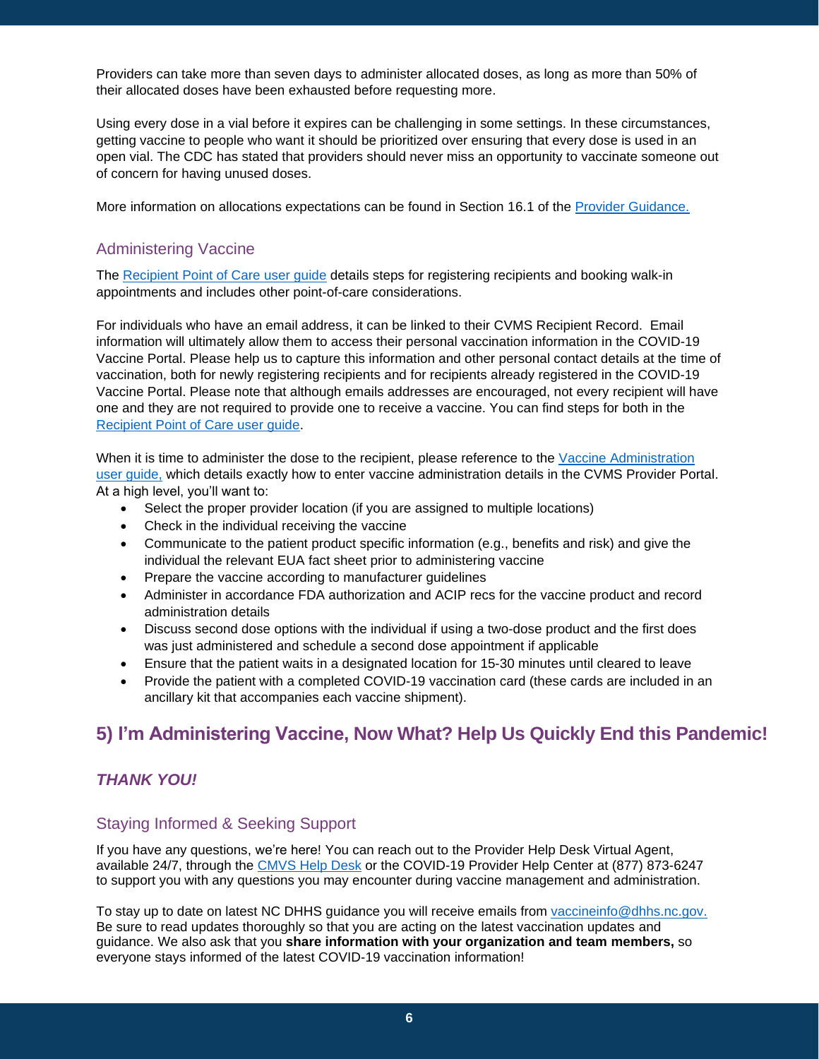Providers can take more than seven days to administer allocated doses, as long as more than 50% of their allocated doses have been exhausted before requesting more.

Using every dose in a vial before it expires can be challenging in some settings. In these circumstances, getting vaccine to people who want it should be prioritized over ensuring that every dose is used in an open vial. The CDC has stated that providers should never miss an opportunity to vaccinate someone out of concern for having unused doses.

More information on allocations expectations can be found in Section 16.1 of the Provider Guidance.

### Administering Vaccine

The Recipient Point of Care user guide details steps for registering recipients and booking walk-in appointments and includes other point-of-care considerations.

For individuals who have an email address, it can be linked to their CVMS Recipient Record. Email information will ultimately allow them to access their personal vaccination information in the COVID-19 Vaccine Portal. Please help us to capture this information and other personal contact details at the time of vaccination, both for newly registering recipients and for recipients already registered in the COVID-19 Vaccine Portal. Please note that although emails addresses are encouraged, not every recipient will have one and they are not required to provide one to receive a vaccine. You can find steps for both in the Recipient Point of Care user guide.

When it is time to administer the dose to the recipient, please reference to the Vaccine Administration user guide, which details exactly how to enter vaccine administration details in the CVMS Provider Portal. At a high level, you'll want to:

- Select the proper provider location (if you are assigned to multiple locations)
- Check in the individual receiving the vaccine
- Communicate to the patient product specific information (e.g., benefits and risk) and give the individual the relevant EUA fact sheet prior to administering vaccine
- Prepare the vaccine according to manufacturer guidelines
- Administer in accordance FDA authorization and ACIP recs for the vaccine product and record administration details
- Discuss second dose options with the individual if using a two-dose product and the first does was just administered and schedule a second dose appointment if applicable
- Ensure that the patient waits in a designated location for 15-30 minutes until cleared to leave
- Provide the patient with a completed COVID-19 vaccination card (these cards are included in an ancillary kit that accompanies each vaccine shipment).

## 5) I'm Administering Vaccine, Now What? Help Us Quickly End this Pandemic!

***THANK YOU!***

### Staying Informed & Seeking Support

If you have any questions, we're here! You can reach out to the Provider Help Desk Virtual Agent, available 24/7, through the CMVS Help Desk or the COVID-19 Provider Help Center at (877) 873-6247 to support you with any questions you may encounter during vaccine management and administration.

To stay up to date on latest NC DHHS guidance you will receive emails from vaccineinfo@dhhs.nc.gov. Be sure to read updates thoroughly so that you are acting on the latest vaccination updates and guidance. We also ask that you **share information with your organization and team members,** so everyone stays informed of the latest COVID-19 vaccination information!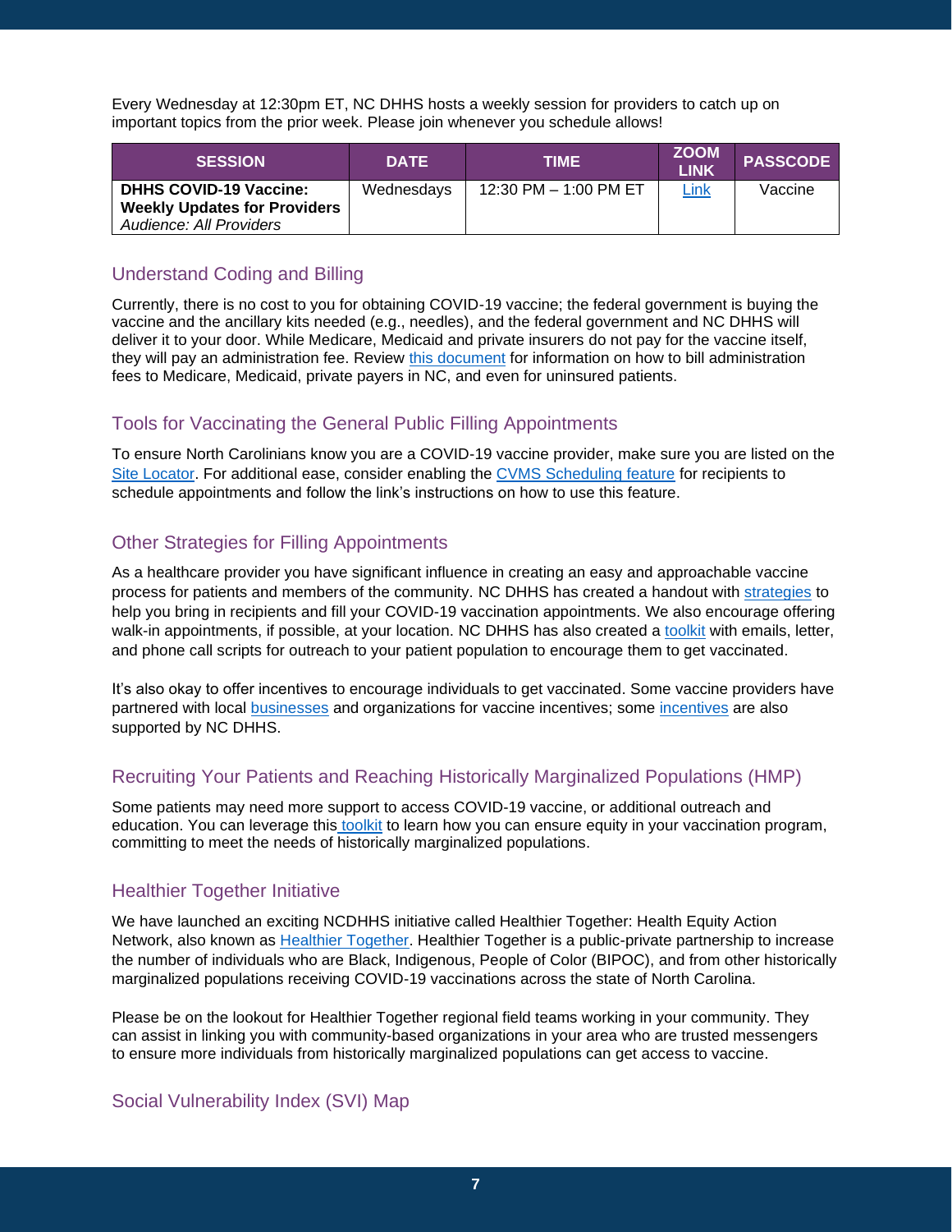Every Wednesday at 12:30pm ET, NC DHHS hosts a weekly session for providers to catch up on important topics from the prior week. Please join whenever you schedule allows!

| SESSION | DATE | TIME | ZOOM LINK | PASSCODE |
| --- | --- | --- | --- | --- |
| **DHHS COVID-19 Vaccine: Weekly Updates for Providers** *Audience: All Providers* | Wednesdays | 12:30 PM – 1:00 PM ET | Link | Vaccine |

## Understand Coding and Billing

Currently, there is no cost to you for obtaining COVID-19 vaccine; the federal government is buying the vaccine and the ancillary kits needed (e.g., needles), and the federal government and NC DHHS will deliver it to your door. While Medicare, Medicaid and private insurers do not pay for the vaccine itself, they will pay an administration fee. Review this document for information on how to bill administration fees to Medicare, Medicaid, private payers in NC, and even for uninsured patients.

## Tools for Vaccinating the General Public Filling Appointments

To ensure North Carolinians know you are a COVID-19 vaccine provider, make sure you are listed on the Site Locator. For additional ease, consider enabling the CVMS Scheduling feature for recipients to schedule appointments and follow the link's instructions on how to use this feature.

## Other Strategies for Filling Appointments

As a healthcare provider you have significant influence in creating an easy and approachable vaccine process for patients and members of the community. NC DHHS has created a handout with strategies to help you bring in recipients and fill your COVID-19 vaccination appointments. We also encourage offering walk-in appointments, if possible, at your location. NC DHHS has also created a toolkit with emails, letter, and phone call scripts for outreach to your patient population to encourage them to get vaccinated.

It's also okay to offer incentives to encourage individuals to get vaccinated. Some vaccine providers have partnered with local businesses and organizations for vaccine incentives; some incentives are also supported by NC DHHS.

## Recruiting Your Patients and Reaching Historically Marginalized Populations (HMP)

Some patients may need more support to access COVID-19 vaccine, or additional outreach and education. You can leverage this toolkit to learn how you can ensure equity in your vaccination program, committing to meet the needs of historically marginalized populations.

## Healthier Together Initiative

We have launched an exciting NCDHHS initiative called Healthier Together: Health Equity Action Network, also known as Healthier Together. Healthier Together is a public-private partnership to increase the number of individuals who are Black, Indigenous, People of Color (BIPOC), and from other historically marginalized populations receiving COVID-19 vaccinations across the state of North Carolina.

Please be on the lookout for Healthier Together regional field teams working in your community. They can assist in linking you with community-based organizations in your area who are trusted messengers to ensure more individuals from historically marginalized populations can get access to vaccine.

## Social Vulnerability Index (SVI) Map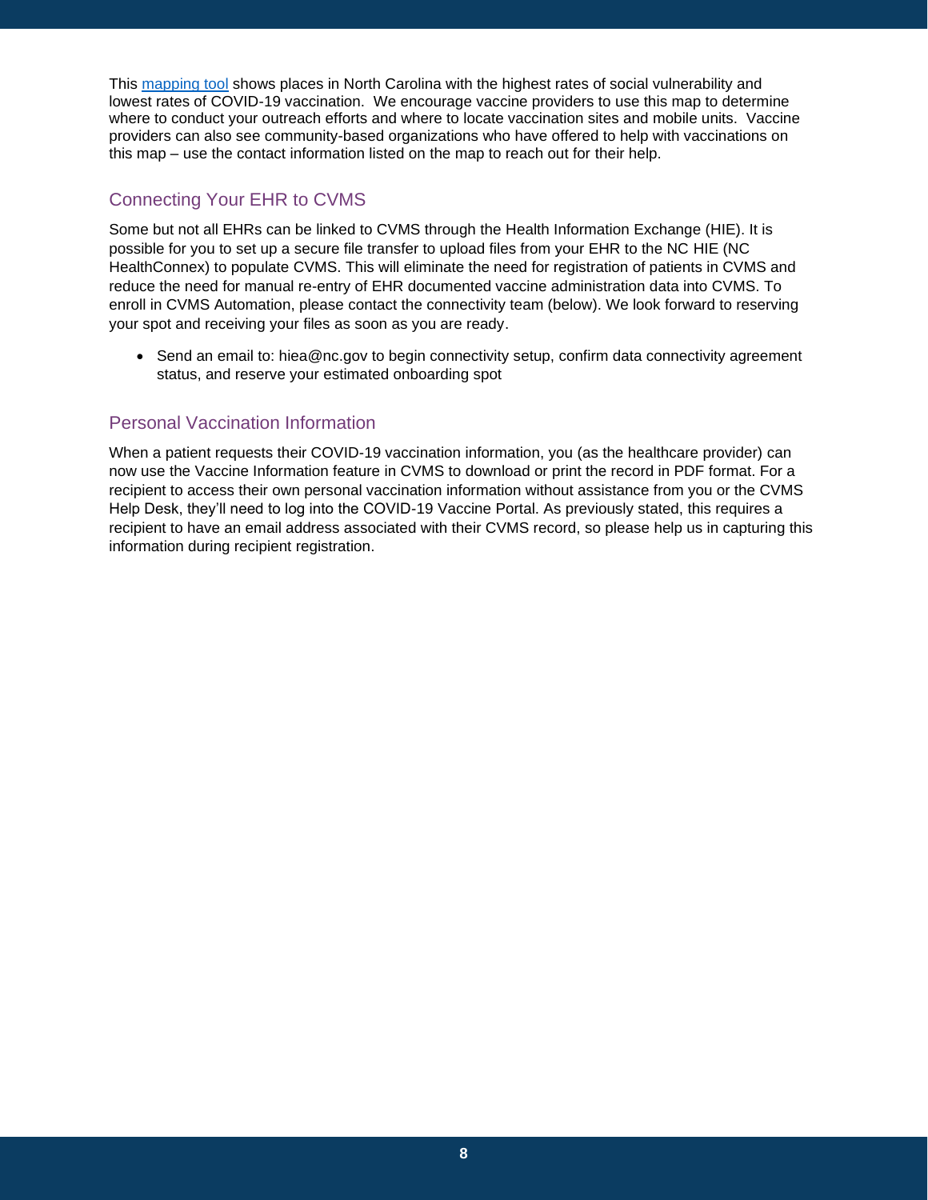This [mapping tool](#) shows places in North Carolina with the highest rates of social vulnerability and lowest rates of COVID-19 vaccination. We encourage vaccine providers to use this map to determine where to conduct your outreach efforts and where to locate vaccination sites and mobile units. Vaccine providers can also see community-based organizations who have offered to help with vaccinations on this map – use the contact information listed on the map to reach out for their help.

## Connecting Your EHR to CVMS

Some but not all EHRs can be linked to CVMS through the Health Information Exchange (HIE). It is possible for you to set up a secure file transfer to upload files from your EHR to the NC HIE (NC HealthConnex) to populate CVMS. This will eliminate the need for registration of patients in CVMS and reduce the need for manual re-entry of EHR documented vaccine administration data into CVMS. To enroll in CVMS Automation, please contact the connectivity team (below). We look forward to reserving your spot and receiving your files as soon as you are ready.

- Send an email to: hiea@nc.gov to begin connectivity setup, confirm data connectivity agreement status, and reserve your estimated onboarding spot

## Personal Vaccination Information

When a patient requests their COVID-19 vaccination information, you (as the healthcare provider) can now use the Vaccine Information feature in CVMS to download or print the record in PDF format. For a recipient to access their own personal vaccination information without assistance from you or the CVMS Help Desk, they'll need to log into the COVID-19 Vaccine Portal. As previously stated, this requires a recipient to have an email address associated with their CVMS record, so please help us in capturing this information during recipient registration.